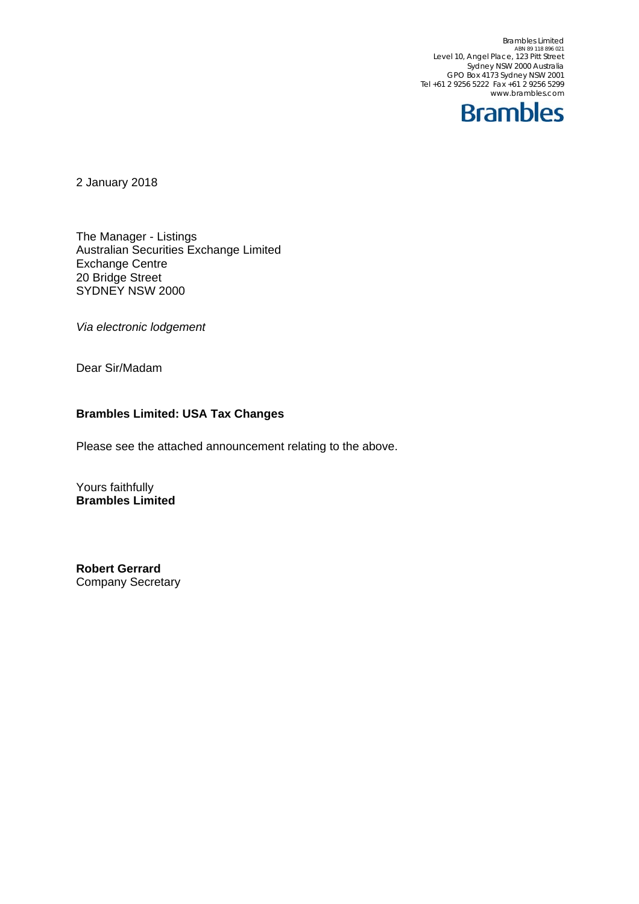Brambles Limited
ABN 89 118 896 021
Level 10, Angel Place, 123 Pitt Street
Sydney NSW 2000 Australia
GPO Box 4173 Sydney NSW 2001
Tel +61 2 9256 5222 Fax +61 2 9256 5299
www.brambles.com

**Brambles**

2 January 2018

The Manager - Listings
Australian Securities Exchange Limited
Exchange Centre
20 Bridge Street
SYDNEY NSW 2000

*Via electronic lodgement*

Dear Sir/Madam

**Brambles Limited: USA Tax Changes**

Please see the attached announcement relating to the above.

Yours faithfully
**Brambles Limited**

**Robert Gerrard**
Company Secretary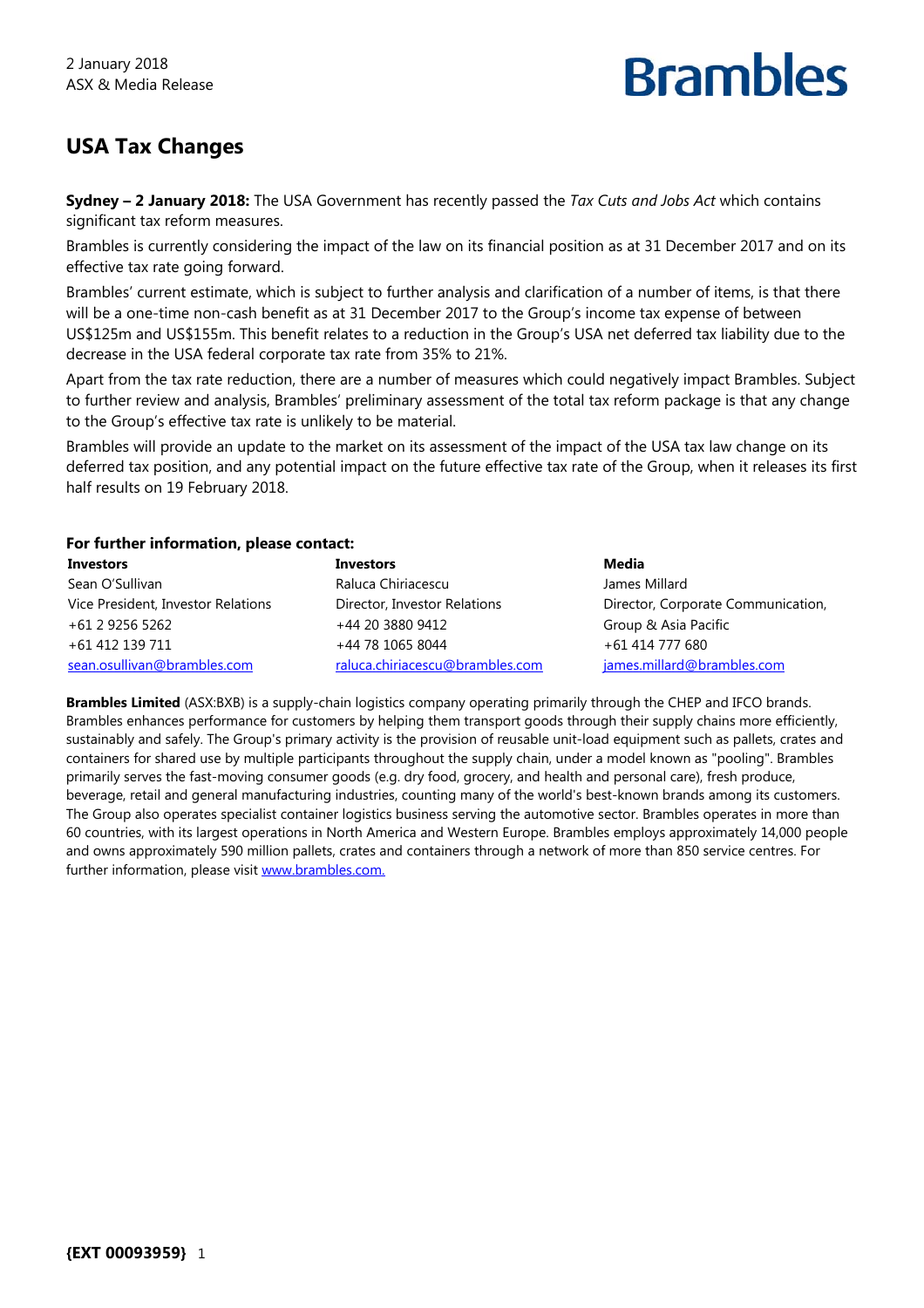2 January 2018
ASX & Media Release

# USA Tax Changes

**Sydney – 2 January 2018:** The USA Government has recently passed the *Tax Cuts and Jobs Act* which contains significant tax reform measures.

Brambles is currently considering the impact of the law on its financial position as at 31 December 2017 and on its effective tax rate going forward.

Brambles' current estimate, which is subject to further analysis and clarification of a number of items, is that there will be a one-time non-cash benefit as at 31 December 2017 to the Group's income tax expense of between US$125m and US$155m. This benefit relates to a reduction in the Group's USA net deferred tax liability due to the decrease in the USA federal corporate tax rate from 35% to 21%.

Apart from the tax rate reduction, there are a number of measures which could negatively impact Brambles. Subject to further review and analysis, Brambles' preliminary assessment of the total tax reform package is that any change to the Group's effective tax rate is unlikely to be material.

Brambles will provide an update to the market on its assessment of the impact of the USA tax law change on its deferred tax position, and any potential impact on the future effective tax rate of the Group, when it releases its first half results on 19 February 2018.

**For further information, please contact:**

| Investors | Investors | Media |
|---|---|---|
| Sean O'Sullivan | Raluca Chiriacescu | James Millard |
| Vice President, Investor Relations | Director, Investor Relations | Director, Corporate Communication, Group & Asia Pacific |
| +61 2 9256 5262 | +44 20 3880 9412 | +61 414 777 680 |
| +61 412 139 711 | +44 78 1065 8044 | |
| sean.osullivan@brambles.com | raluca.chiriacescu@brambles.com | james.millard@brambles.com |

**Brambles Limited** (ASX:BXB) is a supply-chain logistics company operating primarily through the CHEP and IFCO brands. Brambles enhances performance for customers by helping them transport goods through their supply chains more efficiently, sustainably and safely. The Group's primary activity is the provision of reusable unit-load equipment such as pallets, crates and containers for shared use by multiple participants throughout the supply chain, under a model known as "pooling". Brambles primarily serves the fast-moving consumer goods (e.g. dry food, grocery, and health and personal care), fresh produce, beverage, retail and general manufacturing industries, counting many of the world's best-known brands among its customers. The Group also operates specialist container logistics business serving the automotive sector. Brambles operates in more than 60 countries, with its largest operations in North America and Western Europe. Brambles employs approximately 14,000 people and owns approximately 590 million pallets, crates and containers through a network of more than 850 service centres. For further information, please visit www.brambles.com.

**{EXT 00093959}**